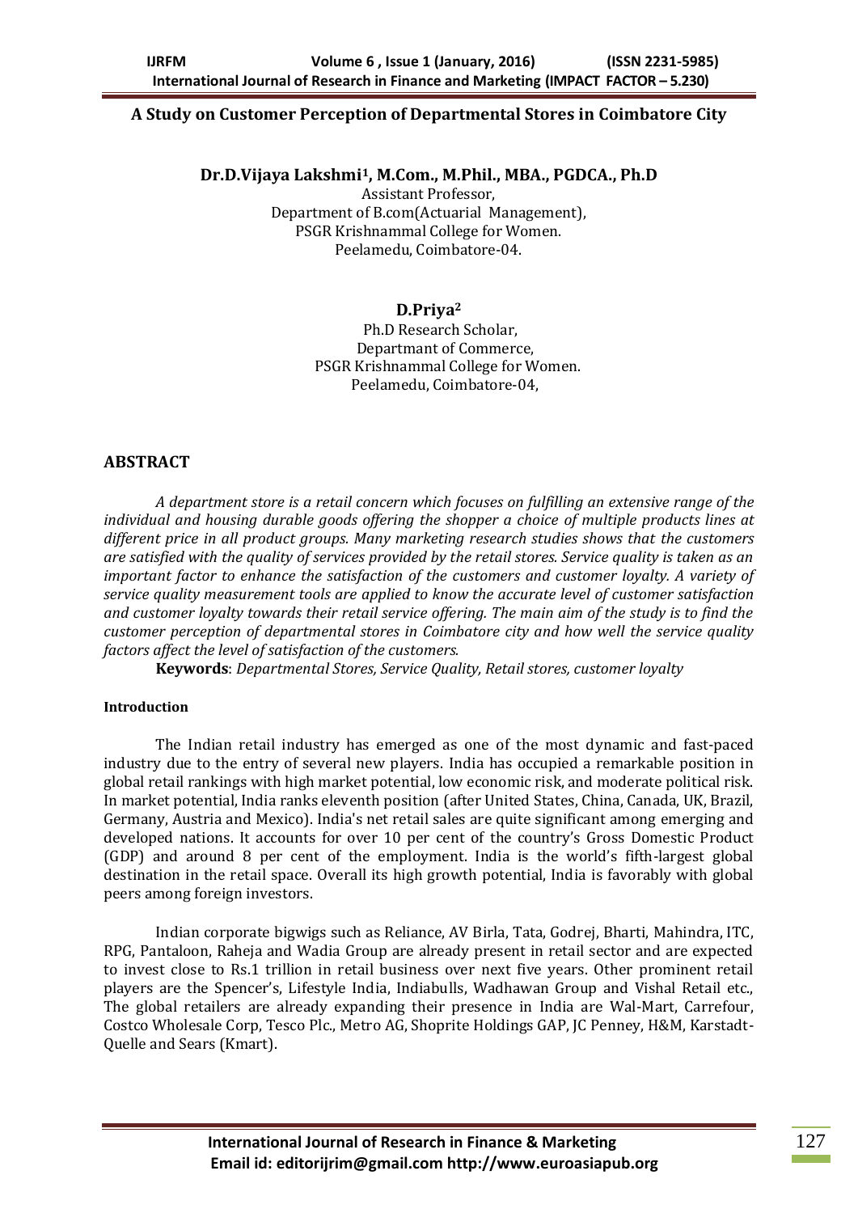# A Study on Customer Perception of Departmental Stores in Coimbatore City

**Dr.D.Vijaya Lakshmi[1], M.Com., M.Phil., MBA., PGDCA., Ph.D**

Assistant Professor,
Department of B.com(Actuarial Management),
PSGR Krishnammal College for Women.
Peelamedu, Coimbatore-04.

**D.Priya[2]**

Ph.D Research Scholar,
Departmant of Commerce,
PSGR Krishnammal College for Women.
Peelamedu, Coimbatore-04,

## ABSTRACT

*A department store is a retail concern which focuses on fulfilling an extensive range of the individual and housing durable goods offering the shopper a choice of multiple products lines at different price in all product groups. Many marketing research studies shows that the customers are satisfied with the quality of services provided by the retail stores. Service quality is taken as an important factor to enhance the satisfaction of the customers and customer loyalty. A variety of service quality measurement tools are applied to know the accurate level of customer satisfaction and customer loyalty towards their retail service offering. The main aim of the study is to find the customer perception of departmental stores in Coimbatore city and how well the service quality factors affect the level of satisfaction of the customers.*

**Keywords**: *Departmental Stores, Service Quality, Retail stores, customer loyalty*

#### Introduction

The Indian retail industry has emerged as one of the most dynamic and fast-paced industry due to the entry of several new players. India has occupied a remarkable position in global retail rankings with high market potential, low economic risk, and moderate political risk. In market potential, India ranks eleventh position (after United States, China, Canada, UK, Brazil, Germany, Austria and Mexico). India's net retail sales are quite significant among emerging and developed nations. It accounts for over 10 per cent of the country's Gross Domestic Product (GDP) and around 8 per cent of the employment. India is the world's fifth-largest global destination in the retail space. Overall its high growth potential, India is favorably with global peers among foreign investors.

Indian corporate bigwigs such as Reliance, AV Birla, Tata, Godrej, Bharti, Mahindra, ITC, RPG, Pantaloon, Raheja and Wadia Group are already present in retail sector and are expected to invest close to Rs.1 trillion in retail business over next five years. Other prominent retail players are the Spencer's, Lifestyle India, Indiabulls, Wadhawan Group and Vishal Retail etc., The global retailers are already expanding their presence in India are Wal-Mart, Carrefour, Costco Wholesale Corp, Tesco Plc., Metro AG, Shoprite Holdings GAP, JC Penney, H&M, Karstadt-Quelle and Sears (Kmart).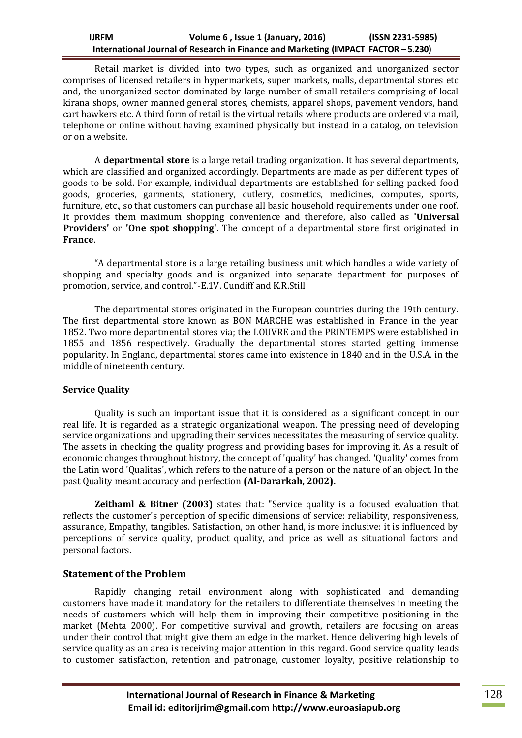Retail market is divided into two types, such as organized and unorganized sector comprises of licensed retailers in hypermarkets, super markets, malls, departmental stores etc and, the unorganized sector dominated by large number of small retailers comprising of local kirana shops, owner manned general stores, chemists, apparel shops, pavement vendors, hand cart hawkers etc. A third form of retail is the virtual retails where products are ordered via mail, telephone or online without having examined physically but instead in a catalog, on television or on a website.

A **departmental store** is a large retail trading organization. It has several departments, which are classified and organized accordingly. Departments are made as per different types of goods to be sold. For example, individual departments are established for selling packed food goods, groceries, garments, stationery, cutlery, cosmetics, medicines, computes, sports, furniture, etc., so that customers can purchase all basic household requirements under one roof. It provides them maximum shopping convenience and therefore, also called as **'Universal Providers'** or **'One spot shopping'**. The concept of a departmental store first originated in **France**.

"A departmental store is a large retailing business unit which handles a wide variety of shopping and specialty goods and is organized into separate department for purposes of promotion, service, and control."-E.1V. Cundiff and K.R.Still

The departmental stores originated in the European countries during the 19th century. The first departmental store known as BON MARCHE was established in France in the year 1852. Two more departmental stores via; the LOUVRE and the PRINTEMPS were established in 1855 and 1856 respectively. Gradually the departmental stores started getting immense popularity. In England, departmental stores came into existence in 1840 and in the U.S.A. in the middle of nineteenth century.

**Service Quality**

Quality is such an important issue that it is considered as a significant concept in our real life. It is regarded as a strategic organizational weapon. The pressing need of developing service organizations and upgrading their services necessitates the measuring of service quality. The assets in checking the quality progress and providing bases for improving it. As a result of economic changes throughout history, the concept of 'quality' has changed. 'Quality' comes from the Latin word 'Qualitas', which refers to the nature of a person or the nature of an object. In the past Quality meant accuracy and perfection **(Al-Dararkah, 2002).**

**Zeithaml & Bitner (2003)** states that: "Service quality is a focused evaluation that reflects the customer's perception of specific dimensions of service: reliability, responsiveness, assurance, Empathy, tangibles. Satisfaction, on other hand, is more inclusive: it is influenced by perceptions of service quality, product quality, and price as well as situational factors and personal factors.

## Statement of the Problem

Rapidly changing retail environment along with sophisticated and demanding customers have made it mandatory for the retailers to differentiate themselves in meeting the needs of customers which will help them in improving their competitive positioning in the market (Mehta 2000). For competitive survival and growth, retailers are focusing on areas under their control that might give them an edge in the market. Hence delivering high levels of service quality as an area is receiving major attention in this regard. Good service quality leads to customer satisfaction, retention and patronage, customer loyalty, positive relationship to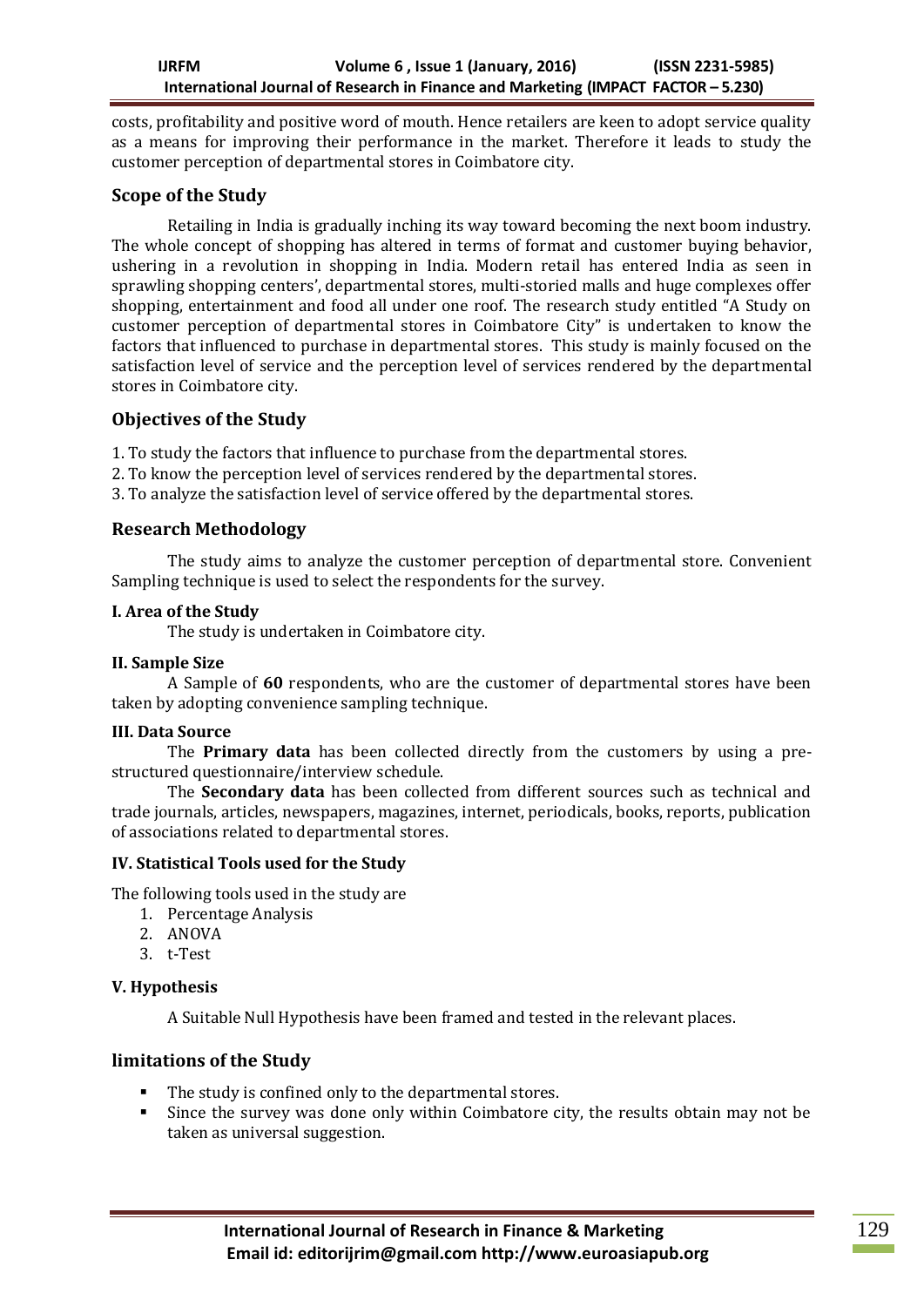costs, profitability and positive word of mouth. Hence retailers are keen to adopt service quality as a means for improving their performance in the market. Therefore it leads to study the customer perception of departmental stores in Coimbatore city.

## Scope of the Study

Retailing in India is gradually inching its way toward becoming the next boom industry. The whole concept of shopping has altered in terms of format and customer buying behavior, ushering in a revolution in shopping in India. Modern retail has entered India as seen in sprawling shopping centers', departmental stores, multi-storied malls and huge complexes offer shopping, entertainment and food all under one roof. The research study entitled "A Study on customer perception of departmental stores in Coimbatore City" is undertaken to know the factors that influenced to purchase in departmental stores. This study is mainly focused on the satisfaction level of service and the perception level of services rendered by the departmental stores in Coimbatore city.

## Objectives of the Study

1. To study the factors that influence to purchase from the departmental stores.
2. To know the perception level of services rendered by the departmental stores.
3. To analyze the satisfaction level of service offered by the departmental stores.

## Research Methodology

The study aims to analyze the customer perception of departmental store. Convenient Sampling technique is used to select the respondents for the survey.

### I. Area of the Study

The study is undertaken in Coimbatore city.

### II. Sample Size

A Sample of **60** respondents, who are the customer of departmental stores have been taken by adopting convenience sampling technique.

### III. Data Source

The **Primary data** has been collected directly from the customers by using a pre-structured questionnaire/interview schedule.

The **Secondary data** has been collected from different sources such as technical and trade journals, articles, newspapers, magazines, internet, periodicals, books, reports, publication of associations related to departmental stores.

### IV. Statistical Tools used for the Study

The following tools used in the study are

1. Percentage Analysis
2. ANOVA
3. t-Test

### V. Hypothesis

A Suitable Null Hypothesis have been framed and tested in the relevant places.

## limitations of the Study

- The study is confined only to the departmental stores.
- Since the survey was done only within Coimbatore city, the results obtain may not be taken as universal suggestion.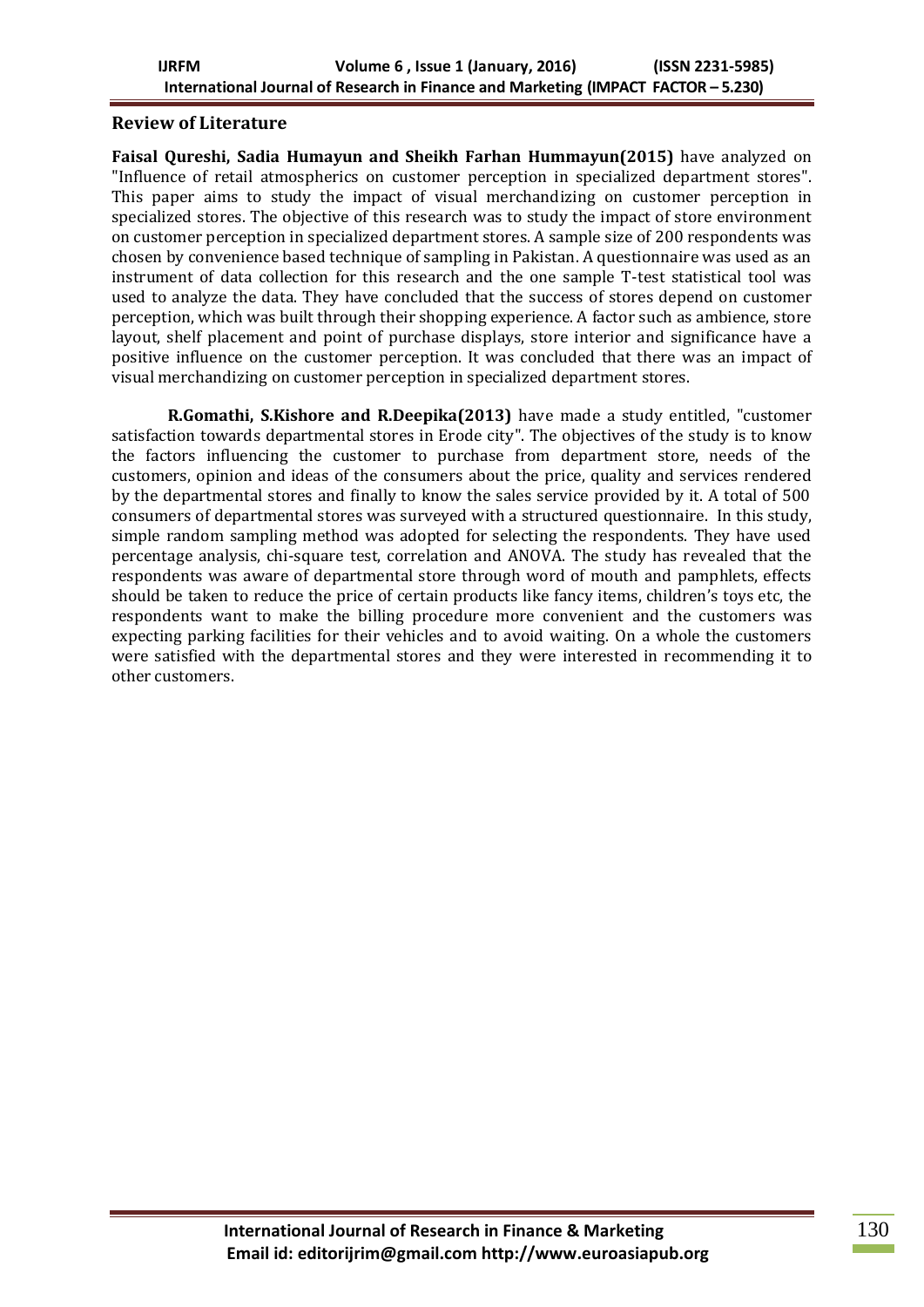## Review of Literature

**Faisal Qureshi, Sadia Humayun and Sheikh Farhan Hummayun(2015)** have analyzed on "Influence of retail atmospherics on customer perception in specialized department stores". This paper aims to study the impact of visual merchandizing on customer perception in specialized stores. The objective of this research was to study the impact of store environment on customer perception in specialized department stores. A sample size of 200 respondents was chosen by convenience based technique of sampling in Pakistan. A questionnaire was used as an instrument of data collection for this research and the one sample T-test statistical tool was used to analyze the data. They have concluded that the success of stores depend on customer perception, which was built through their shopping experience. A factor such as ambience, store layout, shelf placement and point of purchase displays, store interior and significance have a positive influence on the customer perception. It was concluded that there was an impact of visual merchandizing on customer perception in specialized department stores.

**R.Gomathi, S.Kishore and R.Deepika(2013)** have made a study entitled, "customer satisfaction towards departmental stores in Erode city". The objectives of the study is to know the factors influencing the customer to purchase from department store, needs of the customers, opinion and ideas of the consumers about the price, quality and services rendered by the departmental stores and finally to know the sales service provided by it. A total of 500 consumers of departmental stores was surveyed with a structured questionnaire. In this study, simple random sampling method was adopted for selecting the respondents. They have used percentage analysis, chi-square test, correlation and ANOVA. The study has revealed that the respondents was aware of departmental store through word of mouth and pamphlets, effects should be taken to reduce the price of certain products like fancy items, children's toys etc, the respondents want to make the billing procedure more convenient and the customers was expecting parking facilities for their vehicles and to avoid waiting. On a whole the customers were satisfied with the departmental stores and they were interested in recommending it to other customers.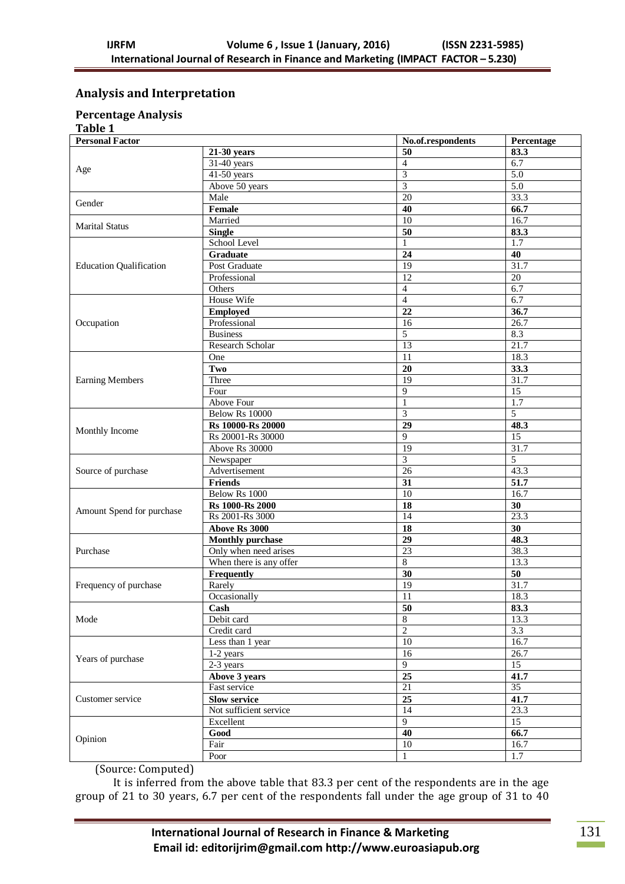## Analysis and Interpretation

### Percentage Analysis

**Table 1**

| Personal Factor | | No.of.respondents | Percentage |
|---|---|---|---|
| Age | **21-30 years** | **50** | **83.3** |
| | 31-40 years | 4 | 6.7 |
| | 41-50 years | 3 | 5.0 |
| | Above 50 years | 3 | 5.0 |
| Gender | Male | 20 | 33.3 |
| | **Female** | **40** | **66.7** |
| Marital Status | Married | 10 | 16.7 |
| | **Single** | **50** | **83.3** |
| Education Qualification | School Level | 1 | 1.7 |
| | **Graduate** | **24** | **40** |
| | Post Graduate | 19 | 31.7 |
| | Professional | 12 | 20 |
| | Others | 4 | 6.7 |
| Occupation | House Wife | 4 | 6.7 |
| | **Employed** | **22** | **36.7** |
| | Professional | 16 | 26.7 |
| | Business | 5 | 8.3 |
| | Research Scholar | 13 | 21.7 |
| Earning Members | One | 11 | 18.3 |
| | **Two** | **20** | **33.3** |
| | Three | 19 | 31.7 |
| | Four | 9 | 15 |
| | Above Four | 1 | 1.7 |
| Monthly Income | Below Rs 10000 | 3 | 5 |
| | **Rs 10000-Rs 20000** | **29** | **48.3** |
| | Rs 20001-Rs 30000 | 9 | 15 |
| | Above Rs 30000 | 19 | 31.7 |
| Source of purchase | Newspaper | 3 | 5 |
| | Advertisement | 26 | 43.3 |
| | **Friends** | **31** | **51.7** |
| Amount Spend for purchase | Below Rs 1000 | 10 | 16.7 |
| | **Rs 1000-Rs 2000** | **18** | **30** |
| | Rs 2001-Rs 3000 | 14 | 23.3 |
| | **Above Rs 3000** | **18** | **30** |
| Purchase | **Monthly purchase** | **29** | **48.3** |
| | Only when need arises | 23 | 38.3 |
| | When there is any offer | 8 | 13.3 |
| Frequency of purchase | **Frequently** | **30** | **50** |
| | Rarely | 19 | 31.7 |
| | Occasionally | 11 | 18.3 |
| Mode | **Cash** | **50** | **83.3** |
| | Debit card | 8 | 13.3 |
| | Credit card | 2 | 3.3 |
| Years of purchase | Less than 1 year | 10 | 16.7 |
| | 1-2 years | 16 | 26.7 |
| | 2-3 years | 9 | 15 |
| | **Above 3 years** | **25** | **41.7** |
| Customer service | Fast service | 21 | 35 |
| | **Slow service** | **25** | **41.7** |
| | Not sufficient service | 14 | 23.3 |
| Opinion | Excellent | 9 | 15 |
| | **Good** | **40** | **66.7** |
| | Fair | 10 | 16.7 |
| | Poor | 1 | 1.7 |

(Source: Computed)

It is inferred from the above table that 83.3 per cent of the respondents are in the age group of 21 to 30 years, 6.7 per cent of the respondents fall under the age group of 31 to 40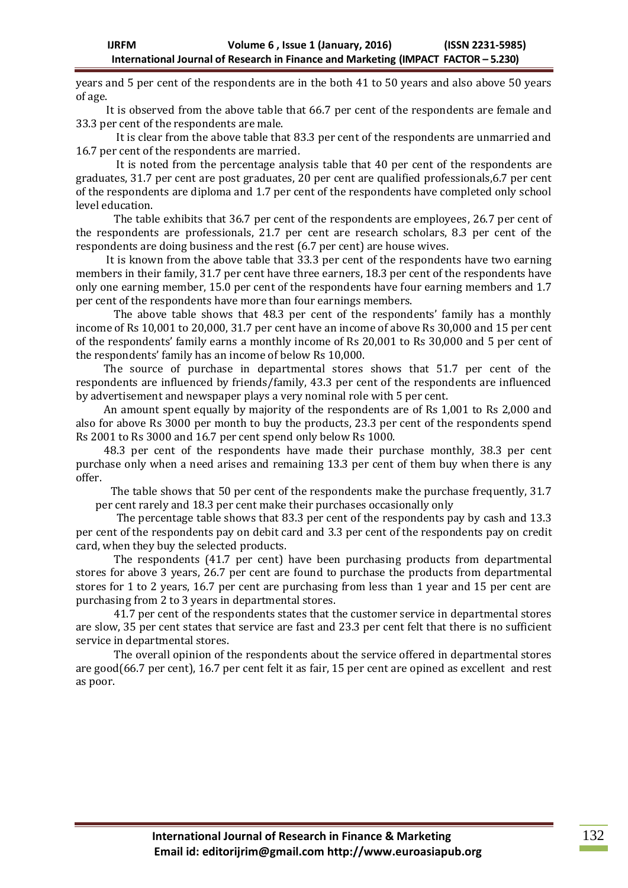years and 5 per cent of the respondents are in the both 41 to 50 years and also above 50 years of age.

It is observed from the above table that 66.7 per cent of the respondents are female and 33.3 per cent of the respondents are male.

It is clear from the above table that 83.3 per cent of the respondents are unmarried and 16.7 per cent of the respondents are married.

It is noted from the percentage analysis table that 40 per cent of the respondents are graduates, 31.7 per cent are post graduates, 20 per cent are qualified professionals,6.7 per cent of the respondents are diploma and 1.7 per cent of the respondents have completed only school level education.

The table exhibits that 36.7 per cent of the respondents are employees, 26.7 per cent of the respondents are professionals, 21.7 per cent are research scholars, 8.3 per cent of the respondents are doing business and the rest (6.7 per cent) are house wives.

It is known from the above table that 33.3 per cent of the respondents have two earning members in their family, 31.7 per cent have three earners, 18.3 per cent of the respondents have only one earning member, 15.0 per cent of the respondents have four earning members and 1.7 per cent of the respondents have more than four earnings members.

The above table shows that 48.3 per cent of the respondents' family has a monthly income of Rs 10,001 to 20,000, 31.7 per cent have an income of above Rs 30,000 and 15 per cent of the respondents' family earns a monthly income of Rs 20,001 to Rs 30,000 and 5 per cent of the respondents' family has an income of below Rs 10,000.

The source of purchase in departmental stores shows that 51.7 per cent of the respondents are influenced by friends/family, 43.3 per cent of the respondents are influenced by advertisement and newspaper plays a very nominal role with 5 per cent.

An amount spent equally by majority of the respondents are of Rs 1,001 to Rs 2,000 and also for above Rs 3000 per month to buy the products, 23.3 per cent of the respondents spend Rs 2001 to Rs 3000 and 16.7 per cent spend only below Rs 1000.

48.3 per cent of the respondents have made their purchase monthly, 38.3 per cent purchase only when a need arises and remaining 13.3 per cent of them buy when there is any offer.

The table shows that 50 per cent of the respondents make the purchase frequently, 31.7 per cent rarely and 18.3 per cent make their purchases occasionally only

The percentage table shows that 83.3 per cent of the respondents pay by cash and 13.3 per cent of the respondents pay on debit card and 3.3 per cent of the respondents pay on credit card, when they buy the selected products.

The respondents (41.7 per cent) have been purchasing products from departmental stores for above 3 years, 26.7 per cent are found to purchase the products from departmental stores for 1 to 2 years, 16.7 per cent are purchasing from less than 1 year and 15 per cent are purchasing from 2 to 3 years in departmental stores.

41.7 per cent of the respondents states that the customer service in departmental stores are slow, 35 per cent states that service are fast and 23.3 per cent felt that there is no sufficient service in departmental stores.

The overall opinion of the respondents about the service offered in departmental stores are good(66.7 per cent), 16.7 per cent felt it as fair, 15 per cent are opined as excellent and rest as poor.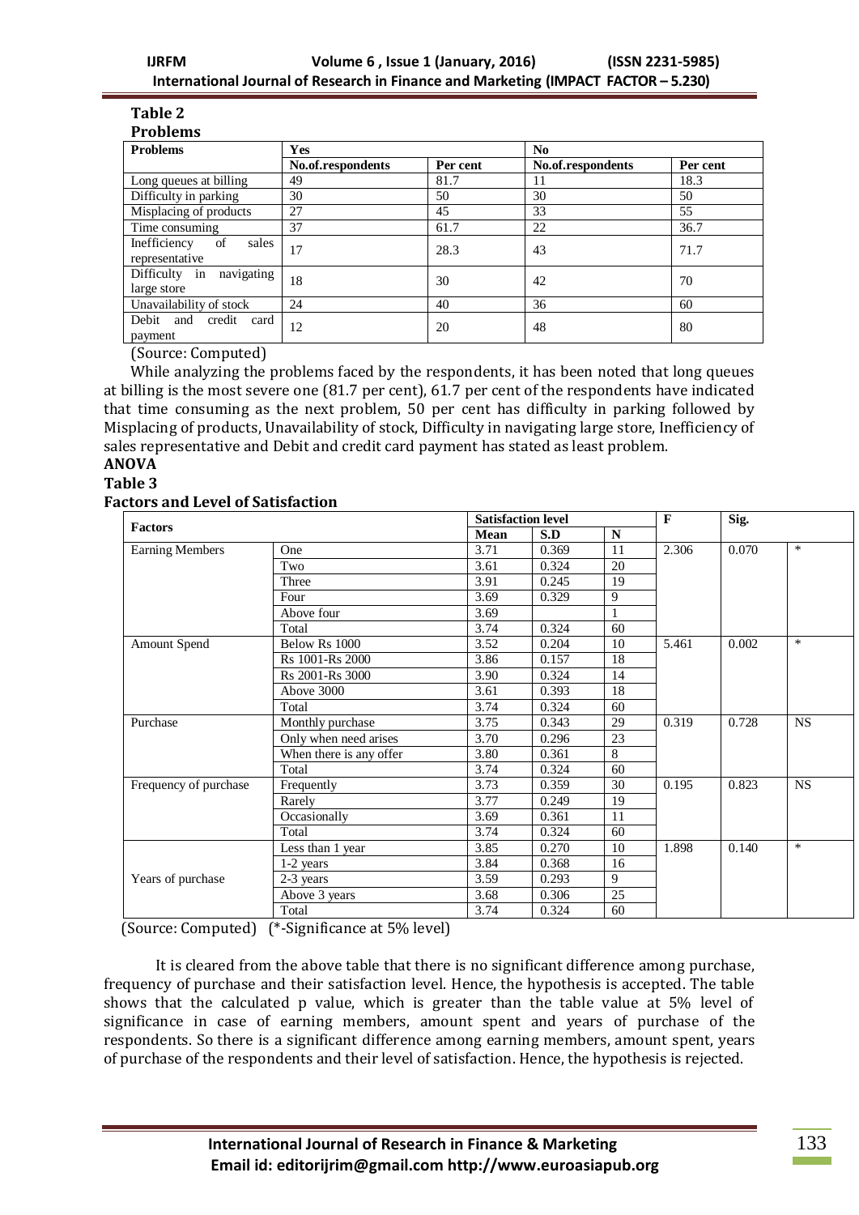**Table 2**

**Problems**

| Problems | Yes | | No | |
|---|---|---|---|---|
| | No.of.respondents | Per cent | No.of.respondents | Per cent |
| Long queues at billing | 49 | 81.7 | 11 | 18.3 |
| Difficulty in parking | 30 | 50 | 30 | 50 |
| Misplacing of products | 27 | 45 | 33 | 55 |
| Time consuming | 37 | 61.7 | 22 | 36.7 |
| Inefficiency of sales representative | 17 | 28.3 | 43 | 71.7 |
| Difficulty in navigating large store | 18 | 30 | 42 | 70 |
| Unavailability of stock | 24 | 40 | 36 | 60 |
| Debit and credit card payment | 12 | 20 | 48 | 80 |

(Source: Computed)

While analyzing the problems faced by the respondents, it has been noted that long queues at billing is the most severe one (81.7 per cent), 61.7 per cent of the respondents have indicated that time consuming as the next problem, 50 per cent has difficulty in parking followed by Misplacing of products, Unavailability of stock, Difficulty in navigating large store, Inefficiency of sales representative and Debit and credit card payment has stated as least problem.

**ANOVA**

**Table 3**

**Factors and Level of Satisfaction**

| Factors | | Satisfaction level | | | F | Sig. | |
|---|---|---|---|---|---|---|---|
| | | Mean | S.D | N | | | |
| Earning Members | One | 3.71 | 0.369 | 11 | 2.306 | 0.070 | * |
| | Two | 3.61 | 0.324 | 20 | | | |
| | Three | 3.91 | 0.245 | 19 | | | |
| | Four | 3.69 | 0.329 | 9 | | | |
| | Above four | 3.69 | | 1 | | | |
| | Total | 3.74 | 0.324 | 60 | | | |
| Amount Spend | Below Rs 1000 | 3.52 | 0.204 | 10 | 5.461 | 0.002 | * |
| | Rs 1001-Rs 2000 | 3.86 | 0.157 | 18 | | | |
| | Rs 2001-Rs 3000 | 3.90 | 0.324 | 14 | | | |
| | Above 3000 | 3.61 | 0.393 | 18 | | | |
| | Total | 3.74 | 0.324 | 60 | | | |
| Purchase | Monthly purchase | 3.75 | 0.343 | 29 | 0.319 | 0.728 | NS |
| | Only when need arises | 3.70 | 0.296 | 23 | | | |
| | When there is any offer | 3.80 | 0.361 | 8 | | | |
| | Total | 3.74 | 0.324 | 60 | | | |
| Frequency of purchase | Frequently | 3.73 | 0.359 | 30 | 0.195 | 0.823 | NS |
| | Rarely | 3.77 | 0.249 | 19 | | | |
| | Occasionally | 3.69 | 0.361 | 11 | | | |
| | Total | 3.74 | 0.324 | 60 | | | |
| Years of purchase | Less than 1 year | 3.85 | 0.270 | 10 | 1.898 | 0.140 | * |
| | 1-2 years | 3.84 | 0.368 | 16 | | | |
| | 2-3 years | 3.59 | 0.293 | 9 | | | |
| | Above 3 years | 3.68 | 0.306 | 25 | | | |
| | Total | 3.74 | 0.324 | 60 | | | |

(Source: Computed) (*-Significance at 5% level)

It is cleared from the above table that there is no significant difference among purchase, frequency of purchase and their satisfaction level. Hence, the hypothesis is accepted. The table shows that the calculated p value, which is greater than the table value at 5% level of significance in case of earning members, amount spent and years of purchase of the respondents. So there is a significant difference among earning members, amount spent, years of purchase of the respondents and their level of satisfaction. Hence, the hypothesis is rejected.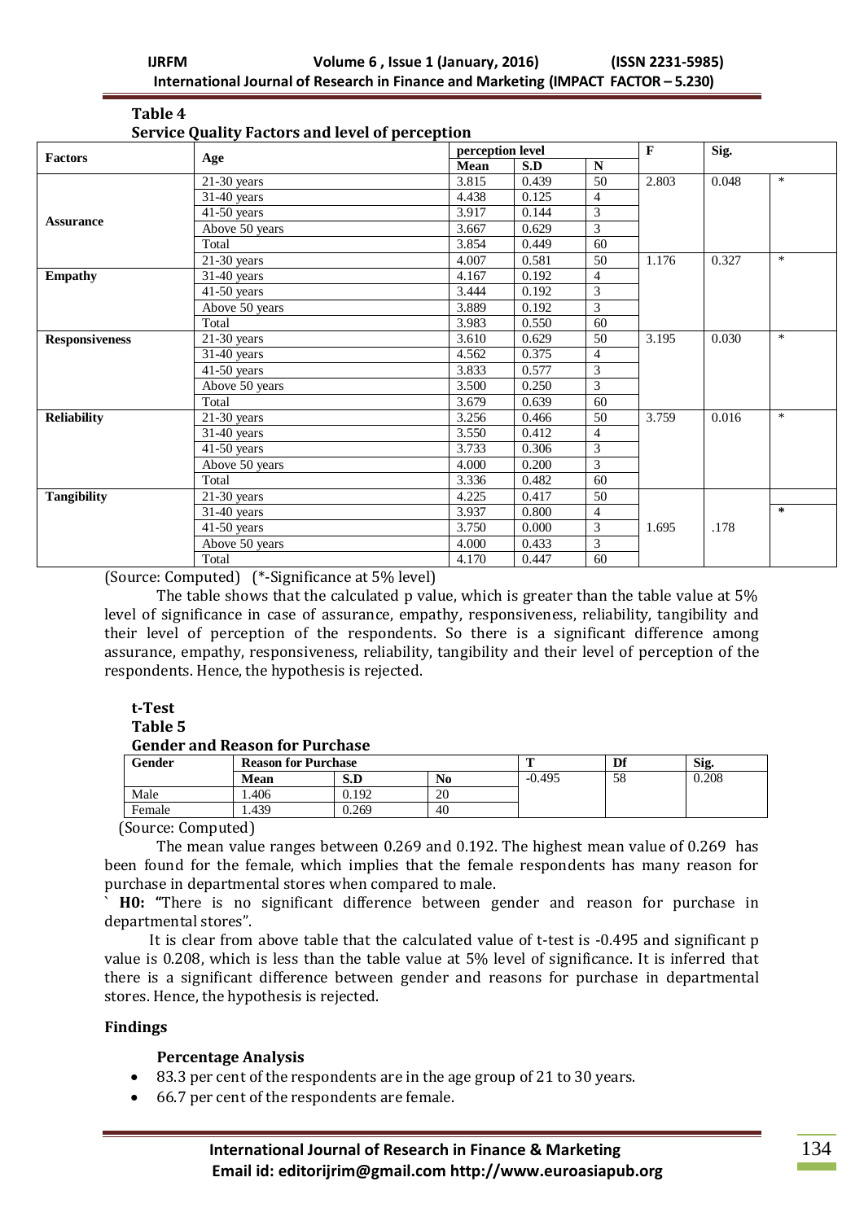**Table 4**

**Service Quality Factors and level of perception**

| Factors | Age | perception level | | | F | Sig. | |
|---|---|---|---|---|---|---|---|
| | | Mean | S.D | N | | | |
| Assurance | 21-30 years | 3.815 | 0.439 | 50 | 2.803 | 0.048 | * |
| | 31-40 years | 4.438 | 0.125 | 4 | | | |
| | 41-50 years | 3.917 | 0.144 | 3 | | | |
| | Above 50 years | 3.667 | 0.629 | 3 | | | |
| | Total | 3.854 | 0.449 | 60 | | | |
| Empathy | 21-30 years | 4.007 | 0.581 | 50 | 1.176 | 0.327 | * |
| | 31-40 years | 4.167 | 0.192 | 4 | | | |
| | 41-50 years | 3.444 | 0.192 | 3 | | | |
| | Above 50 years | 3.889 | 0.192 | 3 | | | |
| | Total | 3.983 | 0.550 | 60 | | | |
| Responsiveness | 21-30 years | 3.610 | 0.629 | 50 | 3.195 | 0.030 | * |
| | 31-40 years | 4.562 | 0.375 | 4 | | | |
| | 41-50 years | 3.833 | 0.577 | 3 | | | |
| | Above 50 years | 3.500 | 0.250 | 3 | | | |
| | Total | 3.679 | 0.639 | 60 | | | |
| Reliability | 21-30 years | 3.256 | 0.466 | 50 | 3.759 | 0.016 | * |
| | 31-40 years | 3.550 | 0.412 | 4 | | | |
| | 41-50 years | 3.733 | 0.306 | 3 | | | |
| | Above 50 years | 4.000 | 0.200 | 3 | | | |
| | Total | 3.336 | 0.482 | 60 | | | |
| Tangibility | 21-30 years | 4.225 | 0.417 | 50 | | | |
| | 31-40 years | 3.937 | 0.800 | 4 | | | * |
| | 41-50 years | 3.750 | 0.000 | 3 | 1.695 | .178 | |
| | Above 50 years | 4.000 | 0.433 | 3 | | | |
| | Total | 4.170 | 0.447 | 60 | | | |

(Source: Computed) (*-Significance at 5% level)

The table shows that the calculated p value, which is greater than the table value at 5% level of significance in case of assurance, empathy, responsiveness, reliability, tangibility and their level of perception of the respondents. So there is a significant difference among assurance, empathy, responsiveness, reliability, tangibility and their level of perception of the respondents. Hence, the hypothesis is rejected.

**t-Test**

**Table 5**

**Gender and Reason for Purchase**

| Gender | Reason for Purchase | | | T | Df | Sig. |
|---|---|---|---|---|---|---|
| | Mean | S.D | No | -0.495 | 58 | 0.208 |
| Male | 1.406 | 0.192 | 20 | | | |
| Female | 1.439 | 0.269 | 40 | | | |

(Source: Computed)

The mean value ranges between 0.269 and 0.192. The highest mean value of 0.269 has been found for the female, which implies that the female respondents has many reason for purchase in departmental stores when compared to male.

` **H0:** "There is no significant difference between gender and reason for purchase in departmental stores".

It is clear from above table that the calculated value of t-test is -0.495 and significant p value is 0.208, which is less than the table value at 5% level of significance. It is inferred that there is a significant difference between gender and reasons for purchase in departmental stores. Hence, the hypothesis is rejected.

## Findings

### Percentage Analysis

- 83.3 per cent of the respondents are in the age group of 21 to 30 years.
- 66.7 per cent of the respondents are female.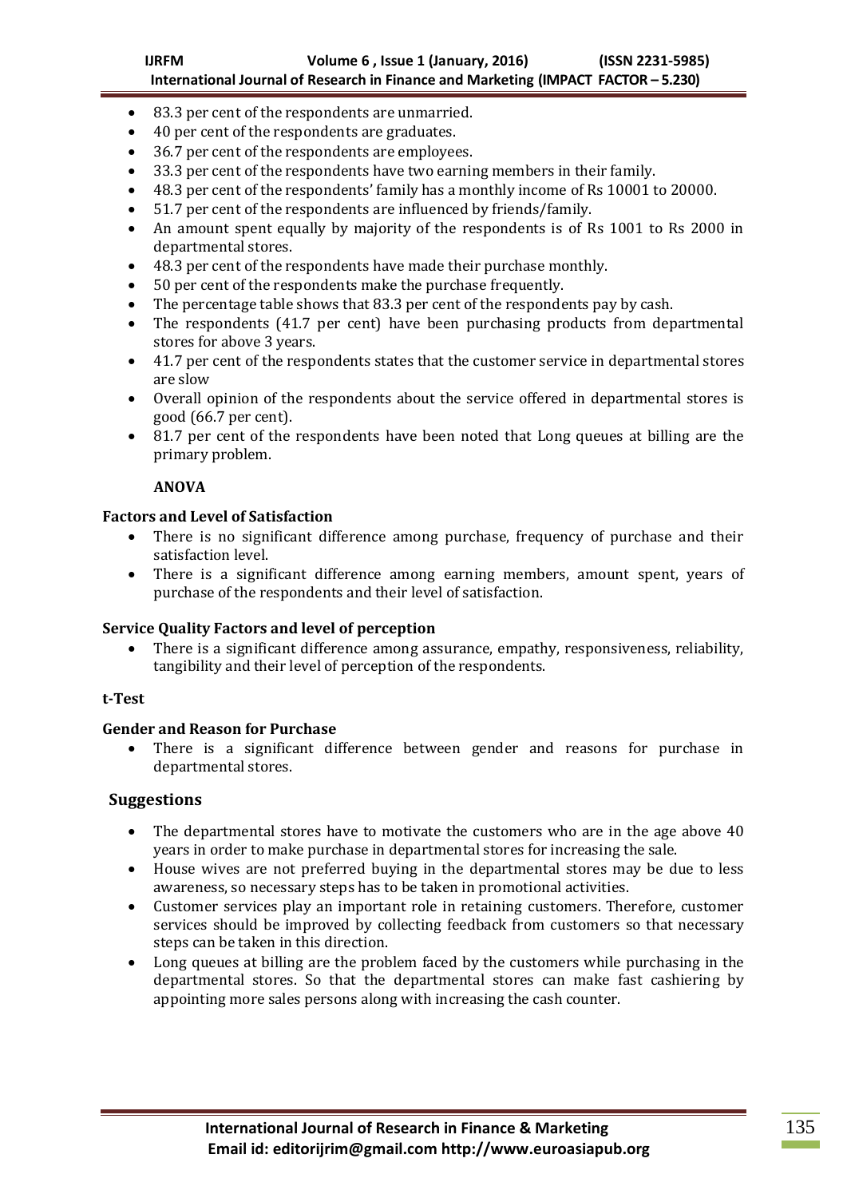- 83.3 per cent of the respondents are unmarried.
- 40 per cent of the respondents are graduates.
- 36.7 per cent of the respondents are employees.
- 33.3 per cent of the respondents have two earning members in their family.
- 48.3 per cent of the respondents' family has a monthly income of Rs 10001 to 20000.
- 51.7 per cent of the respondents are influenced by friends/family.
- An amount spent equally by majority of the respondents is of Rs 1001 to Rs 2000 in departmental stores.
- 48.3 per cent of the respondents have made their purchase monthly.
- 50 per cent of the respondents make the purchase frequently.
- The percentage table shows that 83.3 per cent of the respondents pay by cash.
- The respondents (41.7 per cent) have been purchasing products from departmental stores for above 3 years.
- 41.7 per cent of the respondents states that the customer service in departmental stores are slow
- Overall opinion of the respondents about the service offered in departmental stores is good (66.7 per cent).
- 81.7 per cent of the respondents have been noted that Long queues at billing are the primary problem.

**ANOVA**

**Factors and Level of Satisfaction**

- There is no significant difference among purchase, frequency of purchase and their satisfaction level.
- There is a significant difference among earning members, amount spent, years of purchase of the respondents and their level of satisfaction.

**Service Quality Factors and level of perception**

- There is a significant difference among assurance, empathy, responsiveness, reliability, tangibility and their level of perception of the respondents.

**t-Test**

**Gender and Reason for Purchase**

- There is a significant difference between gender and reasons for purchase in departmental stores.

## Suggestions

- The departmental stores have to motivate the customers who are in the age above 40 years in order to make purchase in departmental stores for increasing the sale.
- House wives are not preferred buying in the departmental stores may be due to less awareness, so necessary steps has to be taken in promotional activities.
- Customer services play an important role in retaining customers. Therefore, customer services should be improved by collecting feedback from customers so that necessary steps can be taken in this direction.
- Long queues at billing are the problem faced by the customers while purchasing in the departmental stores. So that the departmental stores can make fast cashiering by appointing more sales persons along with increasing the cash counter.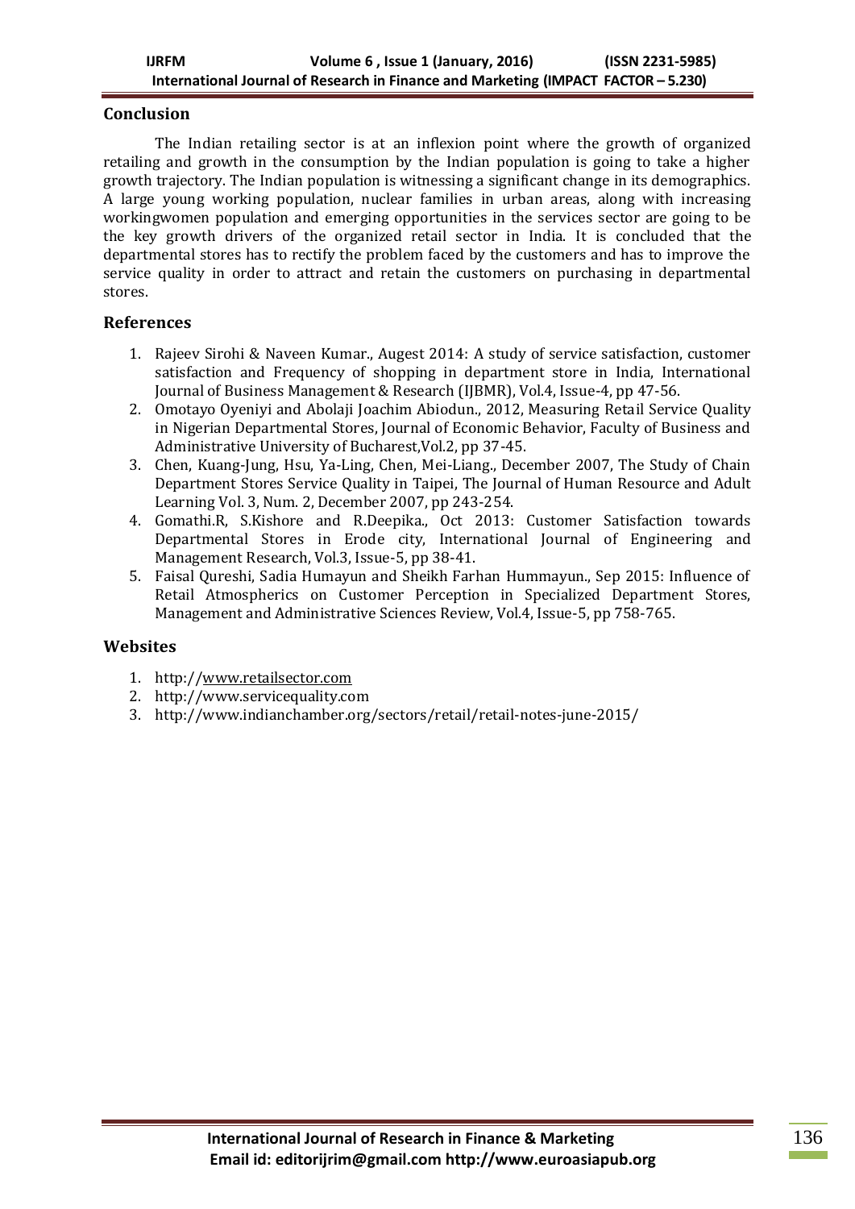## Conclusion

The Indian retailing sector is at an inflexion point where the growth of organized retailing and growth in the consumption by the Indian population is going to take a higher growth trajectory. The Indian population is witnessing a significant change in its demographics. A large young working population, nuclear families in urban areas, along with increasing workingwomen population and emerging opportunities in the services sector are going to be the key growth drivers of the organized retail sector in India. It is concluded that the departmental stores has to rectify the problem faced by the customers and has to improve the service quality in order to attract and retain the customers on purchasing in departmental stores.

## References

1. Rajeev Sirohi & Naveen Kumar., Augest 2014: A study of service satisfaction, customer satisfaction and Frequency of shopping in department store in India, International Journal of Business Management & Research (IJBMR), Vol.4, Issue-4, pp 47-56.
2. Omotayo Oyeniyi and Abolaji Joachim Abiodun., 2012, Measuring Retail Service Quality in Nigerian Departmental Stores, Journal of Economic Behavior, Faculty of Business and Administrative University of Bucharest,Vol.2, pp 37-45.
3. Chen, Kuang-Jung, Hsu, Ya-Ling, Chen, Mei-Liang., December 2007, The Study of Chain Department Stores Service Quality in Taipei, The Journal of Human Resource and Adult Learning Vol. 3, Num. 2, December 2007, pp 243-254.
4. Gomathi.R, S.Kishore and R.Deepika., Oct 2013: Customer Satisfaction towards Departmental Stores in Erode city, International Journal of Engineering and Management Research, Vol.3, Issue-5, pp 38-41.
5. Faisal Qureshi, Sadia Humayun and Sheikh Farhan Hummayun., Sep 2015: Influence of Retail Atmospherics on Customer Perception in Specialized Department Stores, Management and Administrative Sciences Review, Vol.4, Issue-5, pp 758-765.

## Websites

1. http://www.retailsector.com
2. http://www.servicequality.com
3. http://www.indianchamber.org/sectors/retail/retail-notes-june-2015/